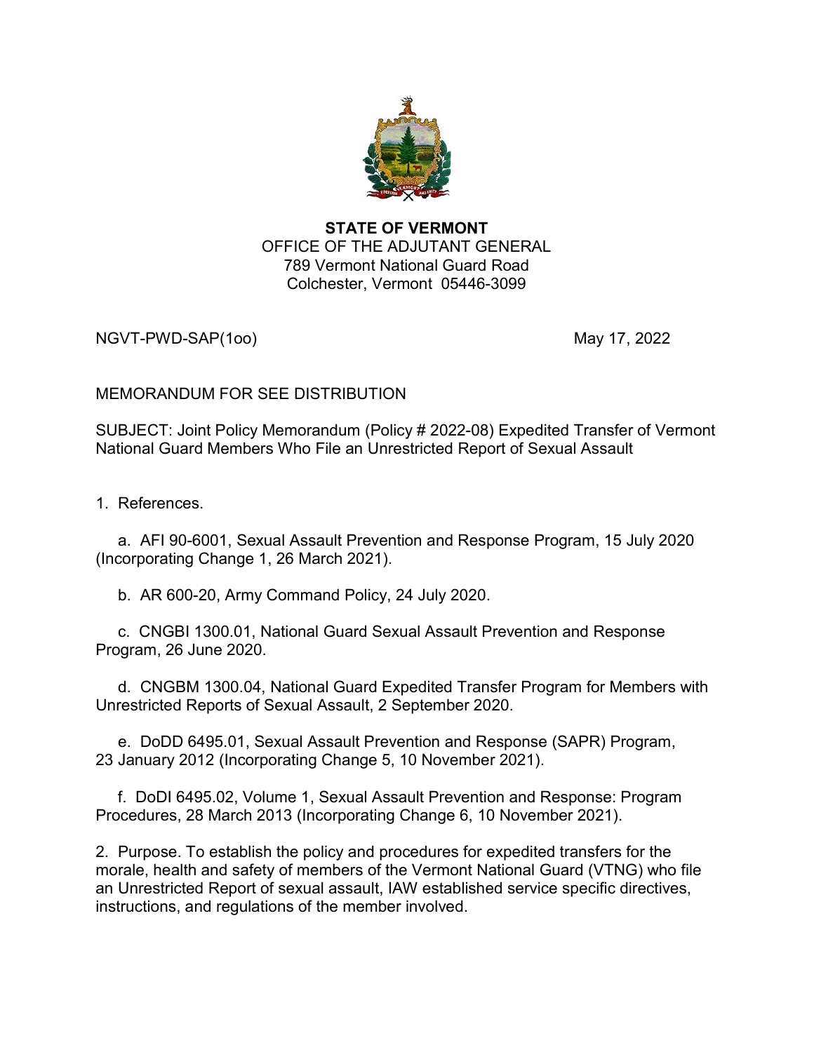**STATE OF VERMONT**
OFFICE OF THE ADJUTANT GENERAL
789 Vermont National Guard Road
Colchester, Vermont 05446-3099

NGVT-PWD-SAP(1oo) May 17, 2022

MEMORANDUM FOR SEE DISTRIBUTION

SUBJECT: Joint Policy Memorandum (Policy # 2022-08) Expedited Transfer of Vermont National Guard Members Who File an Unrestricted Report of Sexual Assault

1. References.

   a. AFI 90-6001, Sexual Assault Prevention and Response Program, 15 July 2020 (Incorporating Change 1, 26 March 2021).

   b. AR 600-20, Army Command Policy, 24 July 2020.

   c. CNGBI 1300.01, National Guard Sexual Assault Prevention and Response Program, 26 June 2020.

   d. CNGBM 1300.04, National Guard Expedited Transfer Program for Members with Unrestricted Reports of Sexual Assault, 2 September 2020.

   e. DoDD 6495.01, Sexual Assault Prevention and Response (SAPR) Program, 23 January 2012 (Incorporating Change 5, 10 November 2021).

   f. DoDI 6495.02, Volume 1, Sexual Assault Prevention and Response: Program Procedures, 28 March 2013 (Incorporating Change 6, 10 November 2021).

2. Purpose. To establish the policy and procedures for expedited transfers for the morale, health and safety of members of the Vermont National Guard (VTNG) who file an Unrestricted Report of sexual assault, IAW established service specific directives, instructions, and regulations of the member involved.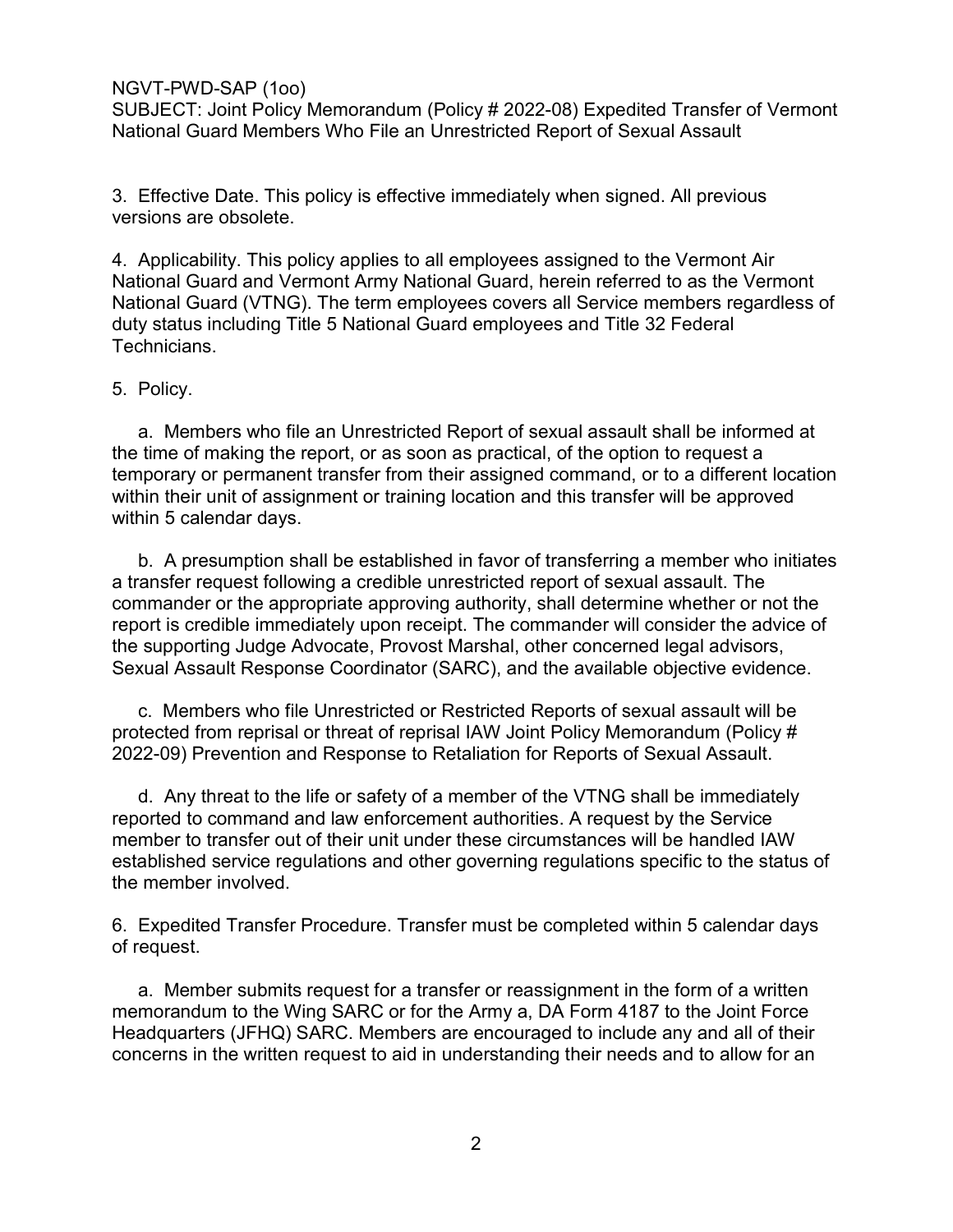3. Effective Date. This policy is effective immediately when signed. All previous versions are obsolete.

4. Applicability. This policy applies to all employees assigned to the Vermont Air National Guard and Vermont Army National Guard, herein referred to as the Vermont National Guard (VTNG). The term employees covers all Service members regardless of duty status including Title 5 National Guard employees and Title 32 Federal Technicians.

5. Policy.

a. Members who file an Unrestricted Report of sexual assault shall be informed at the time of making the report, or as soon as practical, of the option to request a temporary or permanent transfer from their assigned command, or to a different location within their unit of assignment or training location and this transfer will be approved within 5 calendar days.

b. A presumption shall be established in favor of transferring a member who initiates a transfer request following a credible unrestricted report of sexual assault. The commander or the appropriate approving authority, shall determine whether or not the report is credible immediately upon receipt. The commander will consider the advice of the supporting Judge Advocate, Provost Marshal, other concerned legal advisors, Sexual Assault Response Coordinator (SARC), and the available objective evidence.

c. Members who file Unrestricted or Restricted Reports of sexual assault will be protected from reprisal or threat of reprisal IAW Joint Policy Memorandum (Policy # 2022-09) Prevention and Response to Retaliation for Reports of Sexual Assault.

d. Any threat to the life or safety of a member of the VTNG shall be immediately reported to command and law enforcement authorities. A request by the Service member to transfer out of their unit under these circumstances will be handled IAW established service regulations and other governing regulations specific to the status of the member involved.

6. Expedited Transfer Procedure. Transfer must be completed within 5 calendar days of request.

a. Member submits request for a transfer or reassignment in the form of a written memorandum to the Wing SARC or for the Army a, DA Form 4187 to the Joint Force Headquarters (JFHQ) SARC. Members are encouraged to include any and all of their concerns in the written request to aid in understanding their needs and to allow for an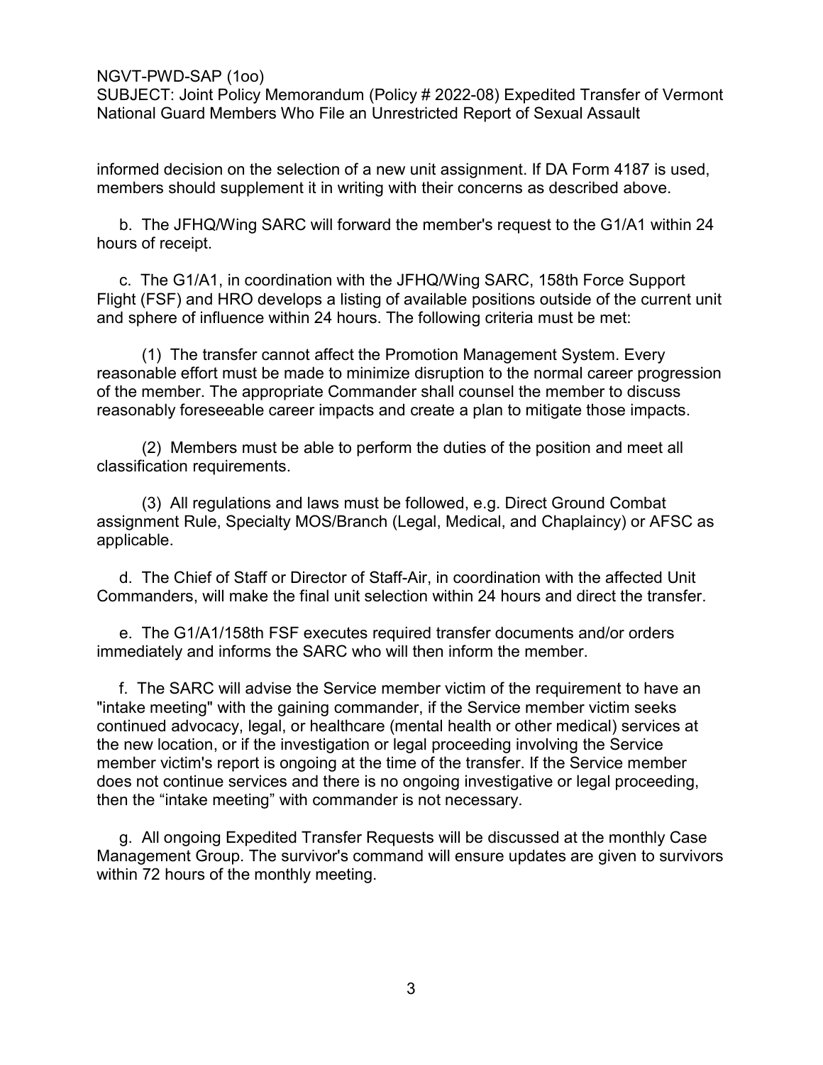informed decision on the selection of a new unit assignment. If DA Form 4187 is used, members should supplement it in writing with their concerns as described above.

b. The JFHQ/Wing SARC will forward the member's request to the G1/A1 within 24 hours of receipt.

c. The G1/A1, in coordination with the JFHQ/Wing SARC, 158th Force Support Flight (FSF) and HRO develops a listing of available positions outside of the current unit and sphere of influence within 24 hours. The following criteria must be met:

(1) The transfer cannot affect the Promotion Management System. Every reasonable effort must be made to minimize disruption to the normal career progression of the member. The appropriate Commander shall counsel the member to discuss reasonably foreseeable career impacts and create a plan to mitigate those impacts.

(2) Members must be able to perform the duties of the position and meet all classification requirements.

(3) All regulations and laws must be followed, e.g. Direct Ground Combat assignment Rule, Specialty MOS/Branch (Legal, Medical, and Chaplaincy) or AFSC as applicable.

d. The Chief of Staff or Director of Staff-Air, in coordination with the affected Unit Commanders, will make the final unit selection within 24 hours and direct the transfer.

e. The G1/A1/158th FSF executes required transfer documents and/or orders immediately and informs the SARC who will then inform the member.

f. The SARC will advise the Service member victim of the requirement to have an "intake meeting" with the gaining commander, if the Service member victim seeks continued advocacy, legal, or healthcare (mental health or other medical) services at the new location, or if the investigation or legal proceeding involving the Service member victim's report is ongoing at the time of the transfer. If the Service member does not continue services and there is no ongoing investigative or legal proceeding, then the "intake meeting" with commander is not necessary.

g. All ongoing Expedited Transfer Requests will be discussed at the monthly Case Management Group. The survivor's command will ensure updates are given to survivors within 72 hours of the monthly meeting.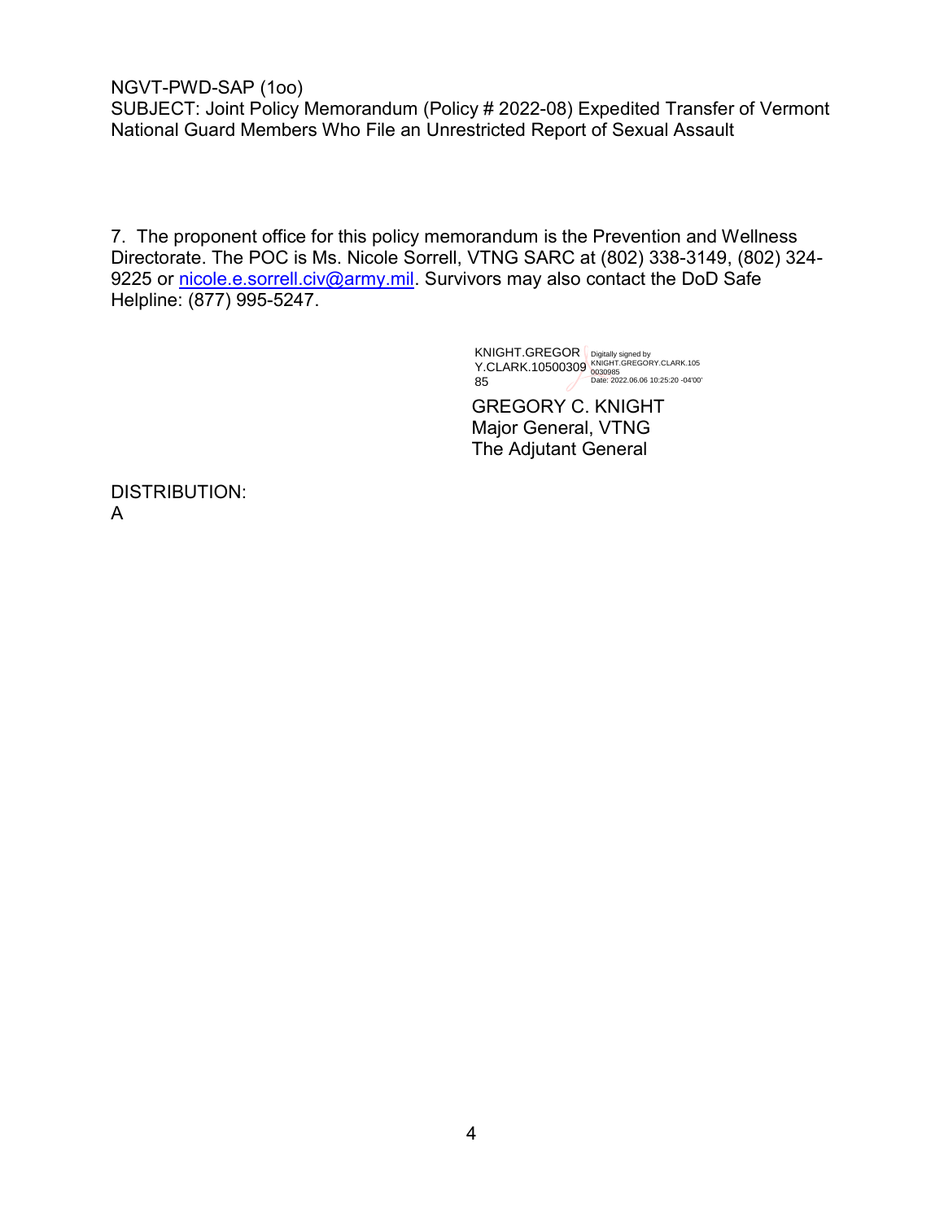NGVT-PWD-SAP (1oo)
SUBJECT: Joint Policy Memorandum (Policy # 2022-08) Expedited Transfer of Vermont National Guard Members Who File an Unrestricted Report of Sexual Assault

7. The proponent office for this policy memorandum is the Prevention and Wellness Directorate. The POC is Ms. Nicole Sorrell, VTNG SARC at (802) 338-3149, (802) 324-9225 or nicole.e.sorrell.civ@army.mil. Survivors may also contact the DoD Safe Helpline: (877) 995-5247.

KNIGHT.GREGORY.CLARK.1050030985
Digitally signed by KNIGHT.GREGORY.CLARK.1050030985
Date: 2022.06.06 10:25:20 -04'00'

GREGORY C. KNIGHT
Major General, VTNG
The Adjutant General

DISTRIBUTION:
A